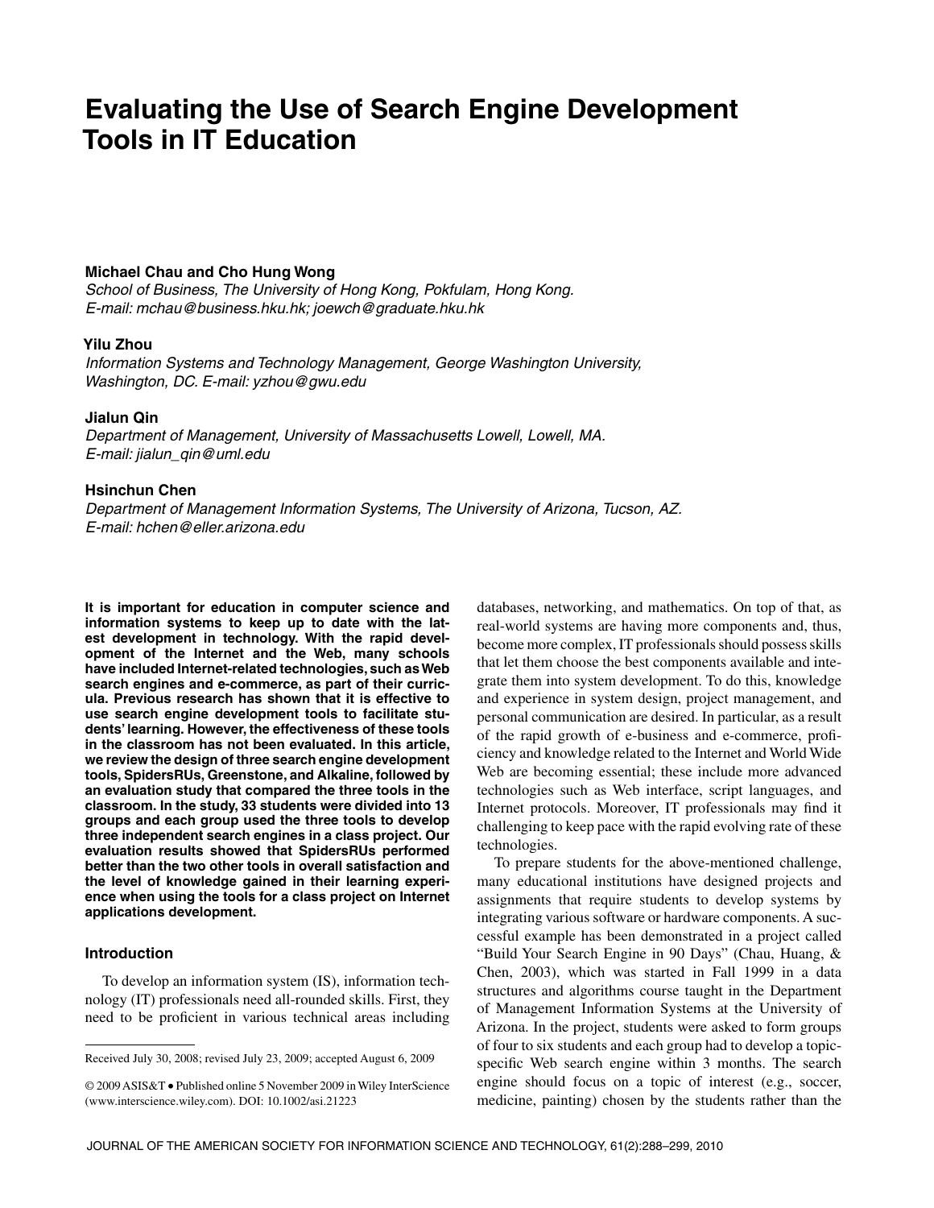# Evaluating the Use of Search Engine Development Tools in IT Education

**Michael Chau and Cho Hung Wong**
*School of Business, The University of Hong Kong, Pokfulam, Hong Kong. E-mail: mchau@business.hku.hk; joewch@graduate.hku.hk*

**Yilu Zhou**
*Information Systems and Technology Management, George Washington University, Washington, DC. E-mail: yzhou@gwu.edu*

**Jialun Qin**
*Department of Management, University of Massachusetts Lowell, Lowell, MA. E-mail: jialun_qin@uml.edu*

**Hsinchun Chen**
*Department of Management Information Systems, The University of Arizona, Tucson, AZ. E-mail: hchen@eller.arizona.edu*

**It is important for education in computer science and information systems to keep up to date with the latest development in technology. With the rapid development of the Internet and the Web, many schools have included Internet-related technologies, such as Web search engines and e-commerce, as part of their curricula. Previous research has shown that it is effective to use search engine development tools to facilitate students' learning. However, the effectiveness of these tools in the classroom has not been evaluated. In this article, we review the design of three search engine development tools, SpidersRUs, Greenstone, and Alkaline, followed by an evaluation study that compared the three tools in the classroom. In the study, 33 students were divided into 13 groups and each group used the three tools to develop three independent search engines in a class project. Our evaluation results showed that SpidersRUs performed better than the two other tools in overall satisfaction and the level of knowledge gained in their learning experience when using the tools for a class project on Internet applications development.**

## Introduction

To develop an information system (IS), information technology (IT) professionals need all-rounded skills. First, they need to be proficient in various technical areas including databases, networking, and mathematics. On top of that, as real-world systems are having more components and, thus, become more complex, IT professionals should possess skills that let them choose the best components available and integrate them into system development. To do this, knowledge and experience in system design, project management, and personal communication are desired. In particular, as a result of the rapid growth of e-business and e-commerce, proficiency and knowledge related to the Internet and World Wide Web are becoming essential; these include more advanced technologies such as Web interface, script languages, and Internet protocols. Moreover, IT professionals may find it challenging to keep pace with the rapid evolving rate of these technologies.

To prepare students for the above-mentioned challenge, many educational institutions have designed projects and assignments that require students to develop systems by integrating various software or hardware components. A successful example has been demonstrated in a project called "Build Your Search Engine in 90 Days" (Chau, Huang, & Chen, 2003), which was started in Fall 1999 in a data structures and algorithms course taught in the Department of Management Information Systems at the University of Arizona. In the project, students were asked to form groups of four to six students and each group had to develop a topic-specific Web search engine within 3 months. The search engine should focus on a topic of interest (e.g., soccer, medicine, painting) chosen by the students rather than the

Received July 30, 2008; revised July 23, 2009; accepted August 6, 2009

© 2009 ASIS&T • Published online 5 November 2009 in Wiley InterScience (www.interscience.wiley.com). DOI: 10.1002/asi.21223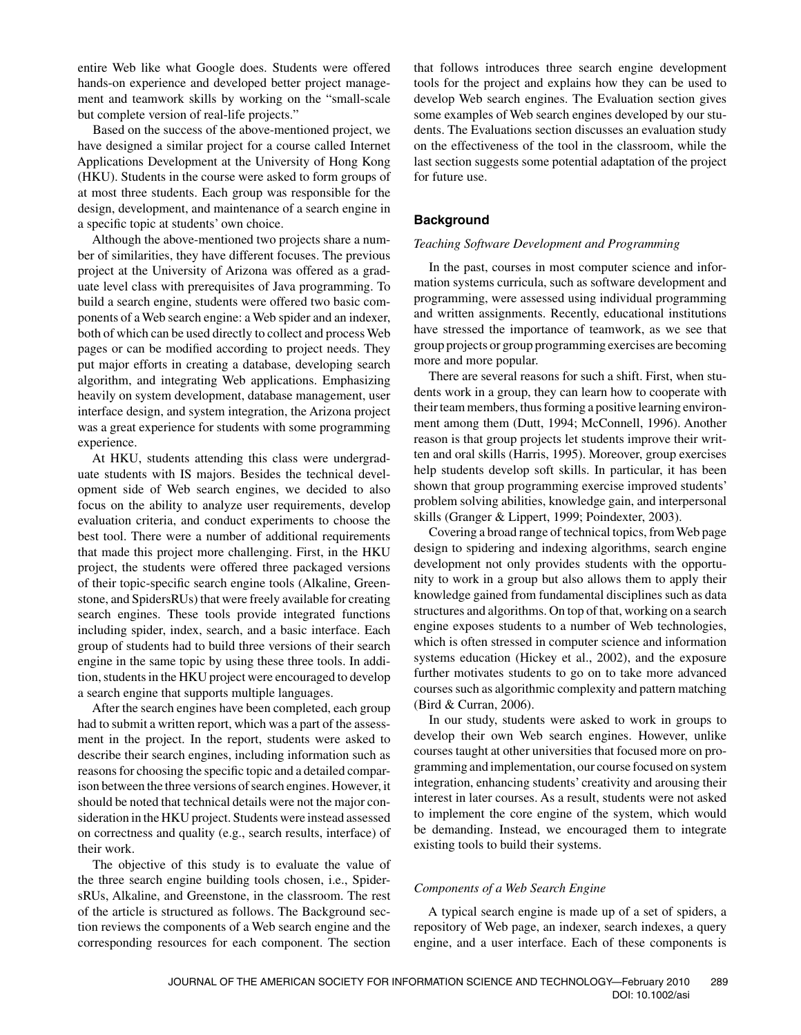entire Web like what Google does. Students were offered hands-on experience and developed better project management and teamwork skills by working on the "small-scale but complete version of real-life projects."

Based on the success of the above-mentioned project, we have designed a similar project for a course called Internet Applications Development at the University of Hong Kong (HKU). Students in the course were asked to form groups of at most three students. Each group was responsible for the design, development, and maintenance of a search engine in a specific topic at students' own choice.

Although the above-mentioned two projects share a number of similarities, they have different focuses. The previous project at the University of Arizona was offered as a graduate level class with prerequisites of Java programming. To build a search engine, students were offered two basic components of a Web search engine: a Web spider and an indexer, both of which can be used directly to collect and process Web pages or can be modified according to project needs. They put major efforts in creating a database, developing search algorithm, and integrating Web applications. Emphasizing heavily on system development, database management, user interface design, and system integration, the Arizona project was a great experience for students with some programming experience.

At HKU, students attending this class were undergraduate students with IS majors. Besides the technical development side of Web search engines, we decided to also focus on the ability to analyze user requirements, develop evaluation criteria, and conduct experiments to choose the best tool. There were a number of additional requirements that made this project more challenging. First, in the HKU project, the students were offered three packaged versions of their topic-specific search engine tools (Alkaline, Greenstone, and SpidersRUs) that were freely available for creating search engines. These tools provide integrated functions including spider, index, search, and a basic interface. Each group of students had to build three versions of their search engine in the same topic by using these three tools. In addition, students in the HKU project were encouraged to develop a search engine that supports multiple languages.

After the search engines have been completed, each group had to submit a written report, which was a part of the assessment in the project. In the report, students were asked to describe their search engines, including information such as reasons for choosing the specific topic and a detailed comparison between the three versions of search engines. However, it should be noted that technical details were not the major consideration in the HKU project. Students were instead assessed on correctness and quality (e.g., search results, interface) of their work.

The objective of this study is to evaluate the value of the three search engine building tools chosen, i.e., SpidersRUs, Alkaline, and Greenstone, in the classroom. The rest of the article is structured as follows. The Background section reviews the components of a Web search engine and the corresponding resources for each component. The section that follows introduces three search engine development tools for the project and explains how they can be used to develop Web search engines. The Evaluation section gives some examples of Web search engines developed by our students. The Evaluations section discusses an evaluation study on the effectiveness of the tool in the classroom, while the last section suggests some potential adaptation of the project for future use.

## Background

### *Teaching Software Development and Programming*

In the past, courses in most computer science and information systems curricula, such as software development and programming, were assessed using individual programming and written assignments. Recently, educational institutions have stressed the importance of teamwork, as we see that group projects or group programming exercises are becoming more and more popular.

There are several reasons for such a shift. First, when students work in a group, they can learn how to cooperate with their team members, thus forming a positive learning environment among them (Dutt, 1994; McConnell, 1996). Another reason is that group projects let students improve their written and oral skills (Harris, 1995). Moreover, group exercises help students develop soft skills. In particular, it has been shown that group programming exercise improved students' problem solving abilities, knowledge gain, and interpersonal skills (Granger & Lippert, 1999; Poindexter, 2003).

Covering a broad range of technical topics, from Web page design to spidering and indexing algorithms, search engine development not only provides students with the opportunity to work in a group but also allows them to apply their knowledge gained from fundamental disciplines such as data structures and algorithms. On top of that, working on a search engine exposes students to a number of Web technologies, which is often stressed in computer science and information systems education (Hickey et al., 2002), and the exposure further motivates students to go on to take more advanced courses such as algorithmic complexity and pattern matching (Bird & Curran, 2006).

In our study, students were asked to work in groups to develop their own Web search engines. However, unlike courses taught at other universities that focused more on programming and implementation, our course focused on system integration, enhancing students' creativity and arousing their interest in later courses. As a result, students were not asked to implement the core engine of the system, which would be demanding. Instead, we encouraged them to integrate existing tools to build their systems.

### *Components of a Web Search Engine*

A typical search engine is made up of a set of spiders, a repository of Web page, an indexer, search indexes, a query engine, and a user interface. Each of these components is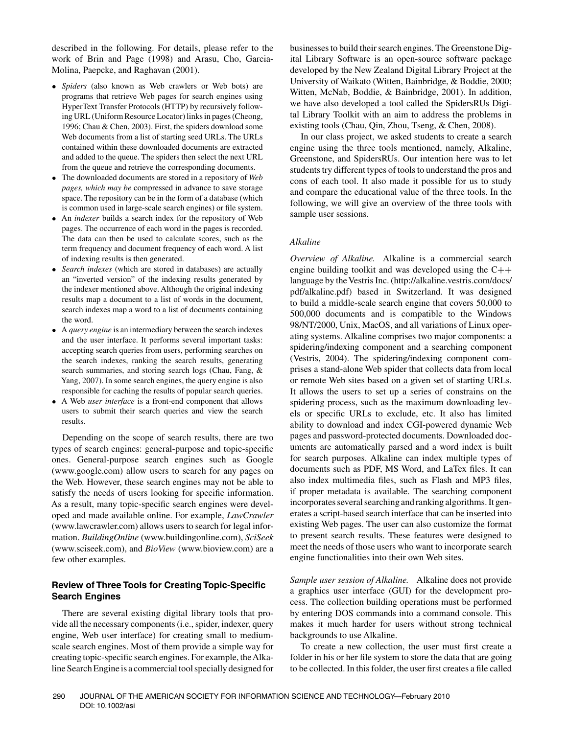described in the following. For details, please refer to the work of Brin and Page (1998) and Arasu, Cho, Garcia-Molina, Paepcke, and Raghavan (2001).

- *Spiders* (also known as Web crawlers or Web bots) are programs that retrieve Web pages for search engines using HyperText Transfer Protocols (HTTP) by recursively following URL (Uniform Resource Locator) links in pages (Cheong, 1996; Chau & Chen, 2003). First, the spiders download some Web documents from a list of starting seed URLs. The URLs contained within these downloaded documents are extracted and added to the queue. The spiders then select the next URL from the queue and retrieve the corresponding documents.
- The downloaded documents are stored in a repository of *Web pages, which may be* compressed in advance to save storage space. The repository can be in the form of a database (which is common used in large-scale search engines) or file system.
- An *indexer* builds a search index for the repository of Web pages. The occurrence of each word in the pages is recorded. The data can then be used to calculate scores, such as the term frequency and document frequency of each word. A list of indexing results is then generated.
- *Search indexes* (which are stored in databases) are actually an "inverted version" of the indexing results generated by the indexer mentioned above. Although the original indexing results map a document to a list of words in the document, search indexes map a word to a list of documents containing the word.
- A *query engine* is an intermediary between the search indexes and the user interface. It performs several important tasks: accepting search queries from users, performing searches on the search indexes, ranking the search results, generating search summaries, and storing search logs (Chau, Fang, & Yang, 2007). In some search engines, the query engine is also responsible for caching the results of popular search queries.
- A Web *user interface* is a front-end component that allows users to submit their search queries and view the search results.

Depending on the scope of search results, there are two types of search engines: general-purpose and topic-specific ones. General-purpose search engines such as Google (www.google.com) allow users to search for any pages on the Web. However, these search engines may not be able to satisfy the needs of users looking for specific information. As a result, many topic-specific search engines were developed and made available online. For example, *LawCrawler* (www.lawcrawler.com) allows users to search for legal information. *BuildingOnline* (www.buildingonline.com), *SciSeek* (www.sciseek.com), and *BioView* (www.bioview.com) are a few other examples.

## Review of Three Tools for Creating Topic-Specific Search Engines

There are several existing digital library tools that provide all the necessary components (i.e., spider, indexer, query engine, Web user interface) for creating small to medium-scale search engines. Most of them provide a simple way for creating topic-specific search engines. For example, the Alkaline Search Engine is a commercial tool specially designed for businesses to build their search engines. The Greenstone Digital Library Software is an open-source software package developed by the New Zealand Digital Library Project at the University of Waikato (Witten, Bainbridge, & Boddie, 2000; Witten, McNab, Boddie, & Bainbridge, 2001). In addition, we have also developed a tool called the SpidersRUs Digital Library Toolkit with an aim to address the problems in existing tools (Chau, Qin, Zhou, Tseng, & Chen, 2008).

In our class project, we asked students to create a search engine using the three tools mentioned, namely, Alkaline, Greenstone, and SpidersRUs. Our intention here was to let students try different types of tools to understand the pros and cons of each tool. It also made it possible for us to study and compare the educational value of the three tools. In the following, we will give an overview of the three tools with sample user sessions.

### Alkaline

*Overview of Alkaline.* Alkaline is a commercial search engine building toolkit and was developed using the C++ language by the Vestris Inc. (http://alkaline.vestris.com/docs/pdf/alkaline.pdf) based in Switzerland. It was designed to build a middle-scale search engine that covers 50,000 to 500,000 documents and is compatible to the Windows 98/NT/2000, Unix, MacOS, and all variations of Linux operating systems. Alkaline comprises two major components: a spidering/indexing component and a searching component (Vestris, 2004). The spidering/indexing component comprises a stand-alone Web spider that collects data from local or remote Web sites based on a given set of starting URLs. It allows the users to set up a series of constrains on the spidering process, such as the maximum downloading levels or specific URLs to exclude, etc. It also has limited ability to download and index CGI-powered dynamic Web pages and password-protected documents. Downloaded documents are automatically parsed and a word index is built for search purposes. Alkaline can index multiple types of documents such as PDF, MS Word, and LaTex files. It can also index multimedia files, such as Flash and MP3 files, if proper metadata is available. The searching component incorporates several searching and ranking algorithms. It generates a script-based search interface that can be inserted into existing Web pages. The user can also customize the format to present search results. These features were designed to meet the needs of those users who want to incorporate search engine functionalities into their own Web sites.

*Sample user session of Alkaline.* Alkaline does not provide a graphics user interface (GUI) for the development process. The collection building operations must be performed by entering DOS commands into a command console. This makes it much harder for users without strong technical backgrounds to use Alkaline.

To create a new collection, the user must first create a folder in his or her file system to store the data that are going to be collected. In this folder, the user first creates a file called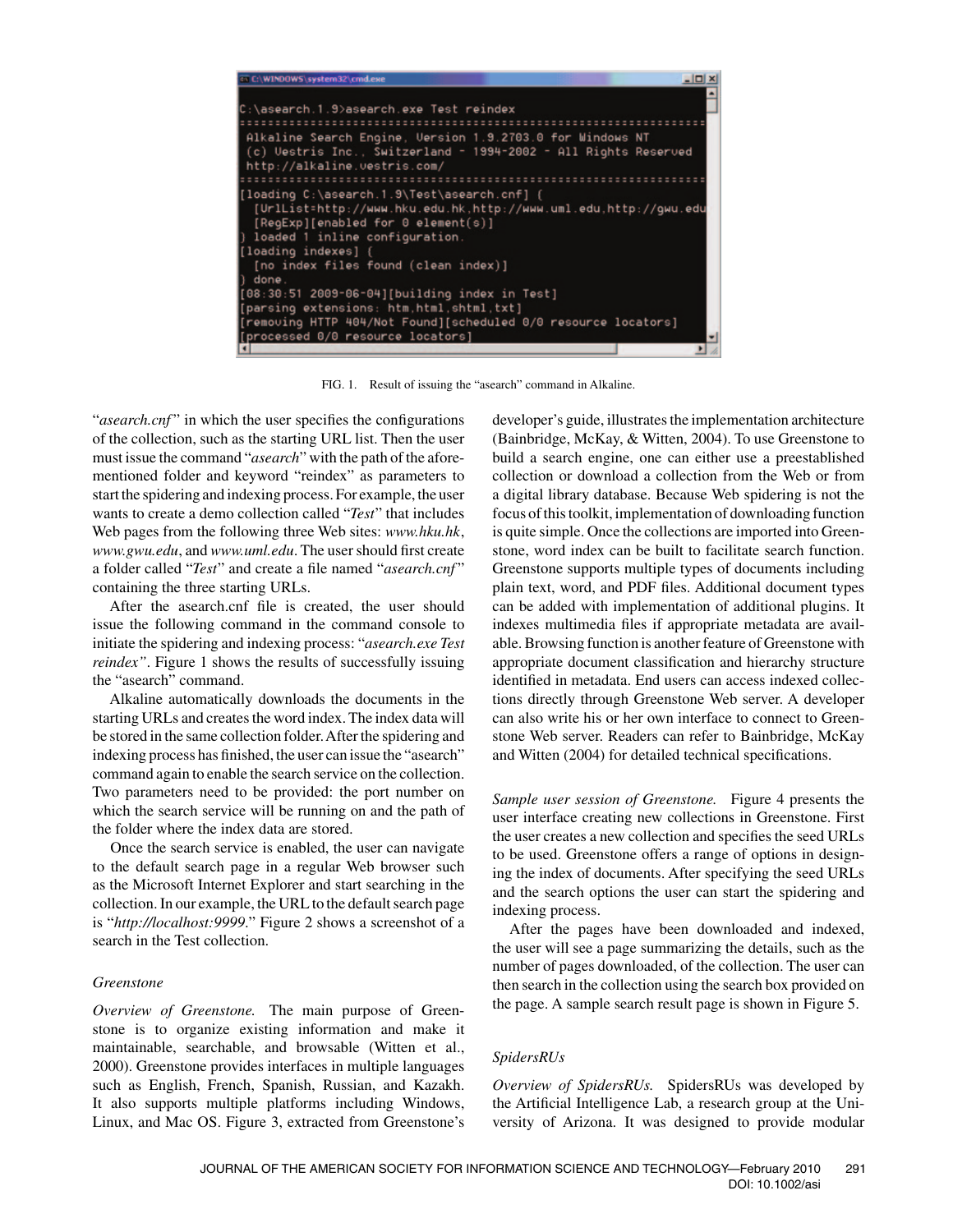FIG. 1. Result of issuing the "asearch" command in Alkaline.

"*asearch.cnf*" in which the user specifies the configurations of the collection, such as the starting URL list. Then the user must issue the command "*asearch*" with the path of the aforementioned folder and keyword "reindex" as parameters to start the spidering and indexing process. For example, the user wants to create a demo collection called "*Test*" that includes Web pages from the following three Web sites: *www.hku.hk*, *www.gwu.edu*, and *www.uml.edu*. The user should first create a folder called "*Test*" and create a file named "*asearch.cnf*" containing the three starting URLs.

After the asearch.cnf file is created, the user should issue the following command in the command console to initiate the spidering and indexing process: "*asearch.exe Test reindex*". Figure 1 shows the results of successfully issuing the "asearch" command.

Alkaline automatically downloads the documents in the starting URLs and creates the word index. The index data will be stored in the same collection folder. After the spidering and indexing process has finished, the user can issue the "asearch" command again to enable the search service on the collection. Two parameters need to be provided: the port number on which the search service will be running on and the path of the folder where the index data are stored.

Once the search service is enabled, the user can navigate to the default search page in a regular Web browser such as the Microsoft Internet Explorer and start searching in the collection. In our example, the URL to the default search page is "*http://localhost:9999*." Figure 2 shows a screenshot of a search in the Test collection.

### *Greenstone*

*Overview of Greenstone.* The main purpose of Greenstone is to organize existing information and make it maintainable, searchable, and browsable (Witten et al., 2000). Greenstone provides interfaces in multiple languages such as English, French, Spanish, Russian, and Kazakh. It also supports multiple platforms including Windows, Linux, and Mac OS. Figure 3, extracted from Greenstone's developer's guide, illustrates the implementation architecture (Bainbridge, McKay, & Witten, 2004). To use Greenstone to build a search engine, one can either use a preestablished collection or download a collection from the Web or from a digital library database. Because Web spidering is not the focus of this toolkit, implementation of downloading function is quite simple. Once the collections are imported into Greenstone, word index can be built to facilitate search function. Greenstone supports multiple types of documents including plain text, word, and PDF files. Additional document types can be added with implementation of additional plugins. It indexes multimedia files if appropriate metadata are available. Browsing function is another feature of Greenstone with appropriate document classification and hierarchy structure identified in metadata. End users can access indexed collections directly through Greenstone Web server. A developer can also write his or her own interface to connect to Greenstone Web server. Readers can refer to Bainbridge, McKay and Witten (2004) for detailed technical specifications.

*Sample user session of Greenstone.* Figure 4 presents the user interface creating new collections in Greenstone. First the user creates a new collection and specifies the seed URLs to be used. Greenstone offers a range of options in designing the index of documents. After specifying the seed URLs and the search options the user can start the spidering and indexing process.

After the pages have been downloaded and indexed, the user will see a page summarizing the details, such as the number of pages downloaded, of the collection. The user can then search in the collection using the search box provided on the page. A sample search result page is shown in Figure 5.

### *SpidersRUs*

*Overview of SpidersRUs.* SpidersRUs was developed by the Artificial Intelligence Lab, a research group at the University of Arizona. It was designed to provide modular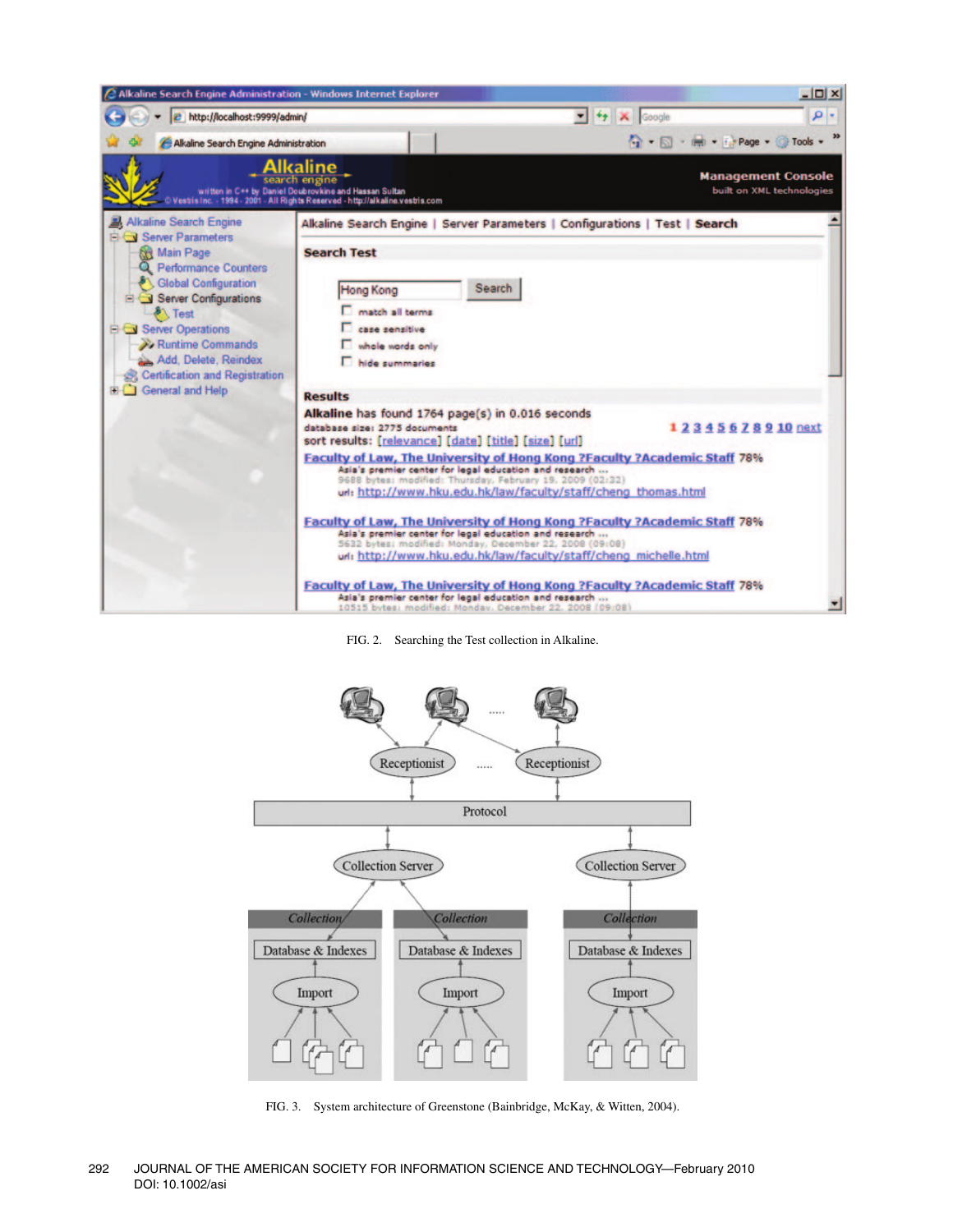FIG. 2. Searching the Test collection in Alkaline.

FIG. 3. System architecture of Greenstone (Bainbridge, McKay, & Witten, 2004).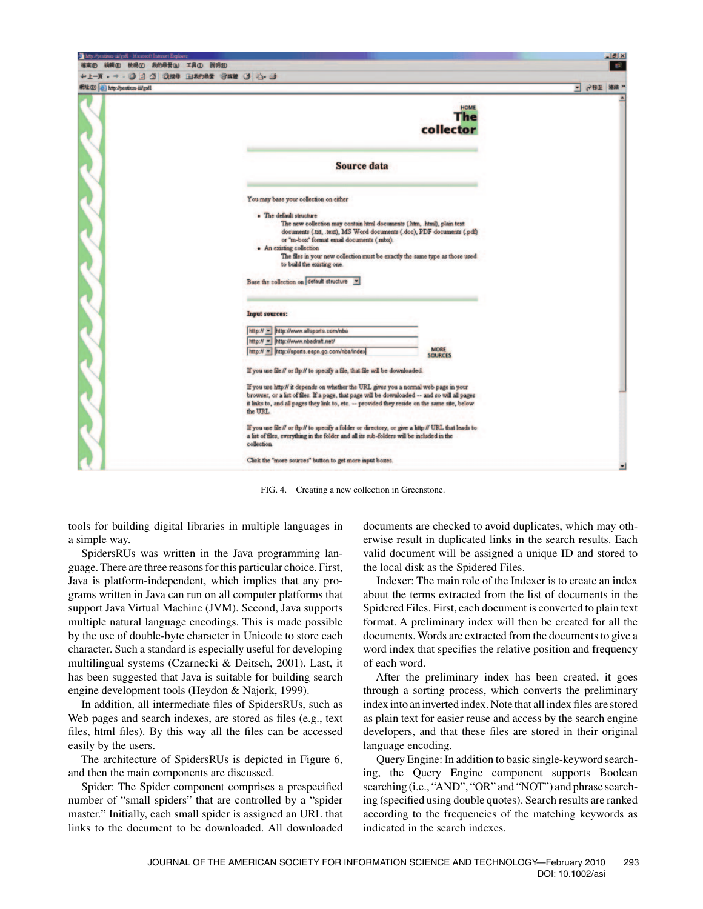FIG. 4. Creating a new collection in Greenstone.

tools for building digital libraries in multiple languages in a simple way.

SpidersRUs was written in the Java programming language. There are three reasons for this particular choice. First, Java is platform-independent, which implies that any programs written in Java can run on all computer platforms that support Java Virtual Machine (JVM). Second, Java supports multiple natural language encodings. This is made possible by the use of double-byte character in Unicode to store each character. Such a standard is especially useful for developing multilingual systems (Czarnecki & Deitsch, 2001). Last, it has been suggested that Java is suitable for building search engine development tools (Heydon & Najork, 1999).

In addition, all intermediate files of SpidersRUs, such as Web pages and search indexes, are stored as files (e.g., text files, html files). By this way all the files can be accessed easily by the users.

The architecture of SpidersRUs is depicted in Figure 6, and then the main components are discussed.

Spider: The Spider component comprises a prespecified number of "small spiders" that are controlled by a "spider master." Initially, each small spider is assigned an URL that links to the document to be downloaded. All downloaded documents are checked to avoid duplicates, which may otherwise result in duplicated links in the search results. Each valid document will be assigned a unique ID and stored to the local disk as the Spidered Files.

Indexer: The main role of the Indexer is to create an index about the terms extracted from the list of documents in the Spidered Files. First, each document is converted to plain text format. A preliminary index will then be created for all the documents. Words are extracted from the documents to give a word index that specifies the relative position and frequency of each word.

After the preliminary index has been created, it goes through a sorting process, which converts the preliminary index into an inverted index. Note that all index files are stored as plain text for easier reuse and access by the search engine developers, and that these files are stored in their original language encoding.

Query Engine: In addition to basic single-keyword searching, the Query Engine component supports Boolean searching (i.e., "AND", "OR" and "NOT") and phrase searching (specified using double quotes). Search results are ranked according to the frequencies of the matching keywords as indicated in the search indexes.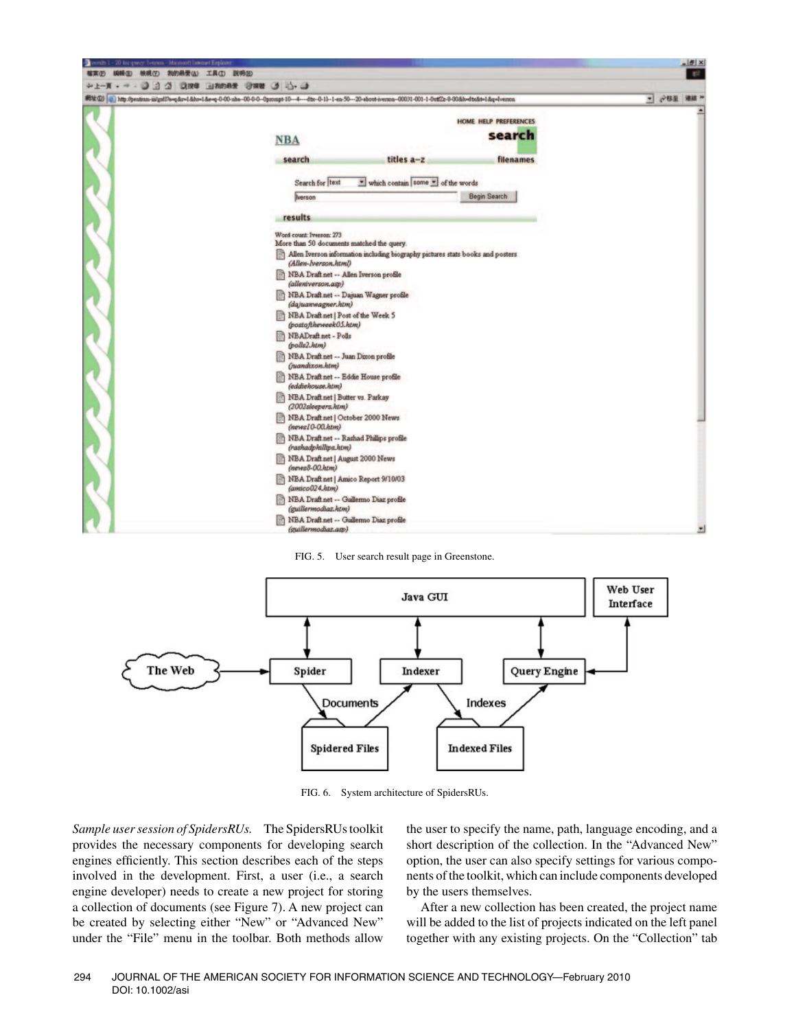FIG. 5. User search result page in Greenstone.

FIG. 6. System architecture of SpidersRUs.

*Sample user session of SpidersRUs.* The SpidersRUs toolkit provides the necessary components for developing search engines efficiently. This section describes each of the steps involved in the development. First, a user (i.e., a search engine developer) needs to create a new project for storing a collection of documents (see Figure 7). A new project can be created by selecting either "New" or "Advanced New" under the "File" menu in the toolbar. Both methods allow the user to specify the name, path, language encoding, and a short description of the collection. In the "Advanced New" option, the user can also specify settings for various components of the toolkit, which can include components developed by the users themselves.

After a new collection has been created, the project name will be added to the list of projects indicated on the left panel together with any existing projects. On the "Collection" tab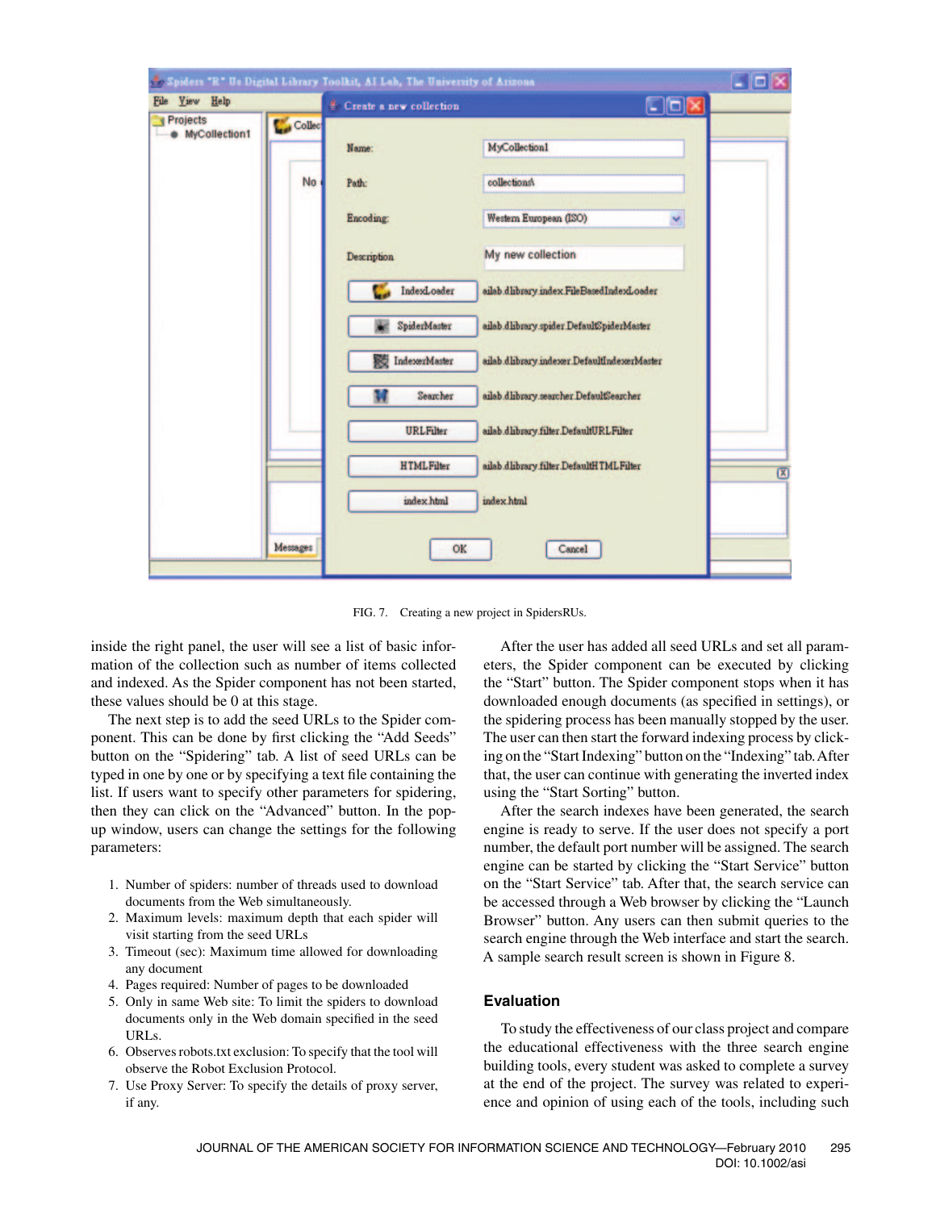FIG. 7. Creating a new project in SpidersRUs.

inside the right panel, the user will see a list of basic information of the collection such as number of items collected and indexed. As the Spider component has not been started, these values should be 0 at this stage.

The next step is to add the seed URLs to the Spider component. This can be done by first clicking the "Add Seeds" button on the "Spidering" tab. A list of seed URLs can be typed in one by one or by specifying a text file containing the list. If users want to specify other parameters for spidering, then they can click on the "Advanced" button. In the popup window, users can change the settings for the following parameters:

1. Number of spiders: number of threads used to download documents from the Web simultaneously.
2. Maximum levels: maximum depth that each spider will visit starting from the seed URLs
3. Timeout (sec): Maximum time allowed for downloading any document
4. Pages required: Number of pages to be downloaded
5. Only in same Web site: To limit the spiders to download documents only in the Web domain specified in the seed URLs.
6. Observes robots.txt exclusion: To specify that the tool will observe the Robot Exclusion Protocol.
7. Use Proxy Server: To specify the details of proxy server, if any.

After the user has added all seed URLs and set all parameters, the Spider component can be executed by clicking the "Start" button. The Spider component stops when it has downloaded enough documents (as specified in settings), or the spidering process has been manually stopped by the user. The user can then start the forward indexing process by clicking on the "Start Indexing" button on the "Indexing" tab. After that, the user can continue with generating the inverted index using the "Start Sorting" button.

After the search indexes have been generated, the search engine is ready to serve. If the user does not specify a port number, the default port number will be assigned. The search engine can be started by clicking the "Start Service" button on the "Start Service" tab. After that, the search service can be accessed through a Web browser by clicking the "Launch Browser" button. Any users can then submit queries to the search engine through the Web interface and start the search. A sample search result screen is shown in Figure 8.

## Evaluation

To study the effectiveness of our class project and compare the educational effectiveness with the three search engine building tools, every student was asked to complete a survey at the end of the project. The survey was related to experience and opinion of using each of the tools, including such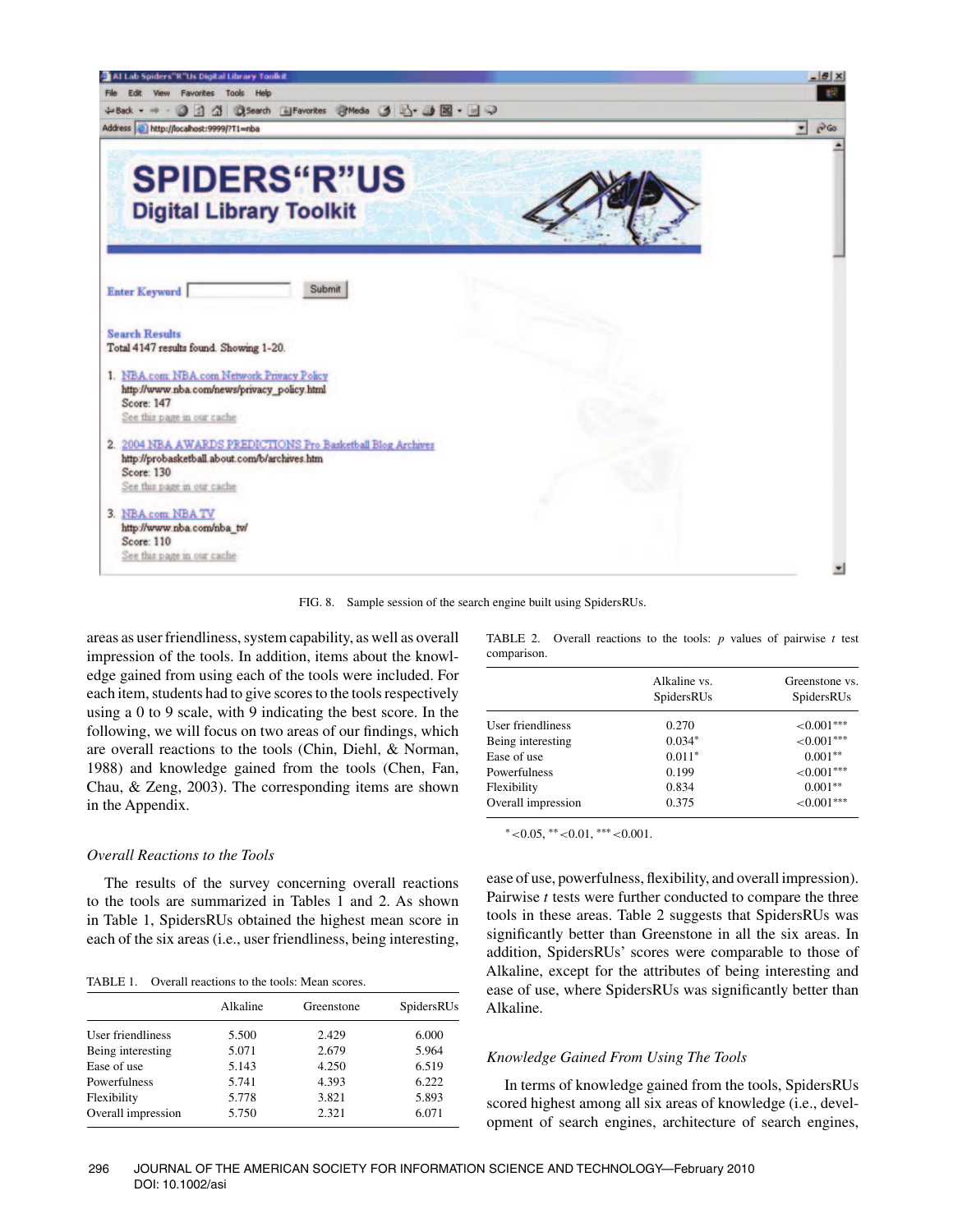FIG. 8. Sample session of the search engine built using SpidersRUs.

areas as user friendliness, system capability, as well as overall impression of the tools. In addition, items about the knowledge gained from using each of the tools were included. For each item, students had to give scores to the tools respectively using a 0 to 9 scale, with 9 indicating the best score. In the following, we will focus on two areas of our findings, which are overall reactions to the tools (Chin, Diehl, & Norman, 1988) and knowledge gained from the tools (Chen, Fan, Chau, & Zeng, 2003). The corresponding items are shown in the Appendix.

### *Overall Reactions to the Tools*

The results of the survey concerning overall reactions to the tools are summarized in Tables 1 and 2. As shown in Table 1, SpidersRUs obtained the highest mean score in each of the six areas (i.e., user friendliness, being interesting, ease of use, powerfulness, flexibility, and overall impression). Pairwise *t* tests were further conducted to compare the three tools in these areas. Table 2 suggests that SpidersRUs was significantly better than Greenstone in all the six areas. In addition, SpidersRUs' scores were comparable to those of Alkaline, except for the attributes of being interesting and ease of use, where SpidersRUs was significantly better than Alkaline.

TABLE 1. Overall reactions to the tools: Mean scores.

| | Alkaline | Greenstone | SpidersRUs |
|---|---|---|---|
| User friendliness | 5.500 | 2.429 | 6.000 |
| Being interesting | 5.071 | 2.679 | 5.964 |
| Ease of use | 5.143 | 4.250 | 6.519 |
| Powerfulness | 5.741 | 4.393 | 6.222 |
| Flexibility | 5.778 | 3.821 | 5.893 |
| Overall impression | 5.750 | 2.321 | 6.071 |

TABLE 2. Overall reactions to the tools: *p* values of pairwise *t* test comparison.

| | Alkaline vs. SpidersRUs | Greenstone vs. SpidersRUs |
|---|---|---|
| User friendliness | 0.270 | <0.001*** |
| Being interesting | 0.034* | <0.001*** |
| Ease of use | 0.011* | 0.001** |
| Powerfulness | 0.199 | <0.001*** |
| Flexibility | 0.834 | 0.001** |
| Overall impression | 0.375 | <0.001*** |

* <0.05, ** <0.01, *** <0.001.

### *Knowledge Gained From Using The Tools*

In terms of knowledge gained from the tools, SpidersRUs scored highest among all six areas of knowledge (i.e., development of search engines, architecture of search engines,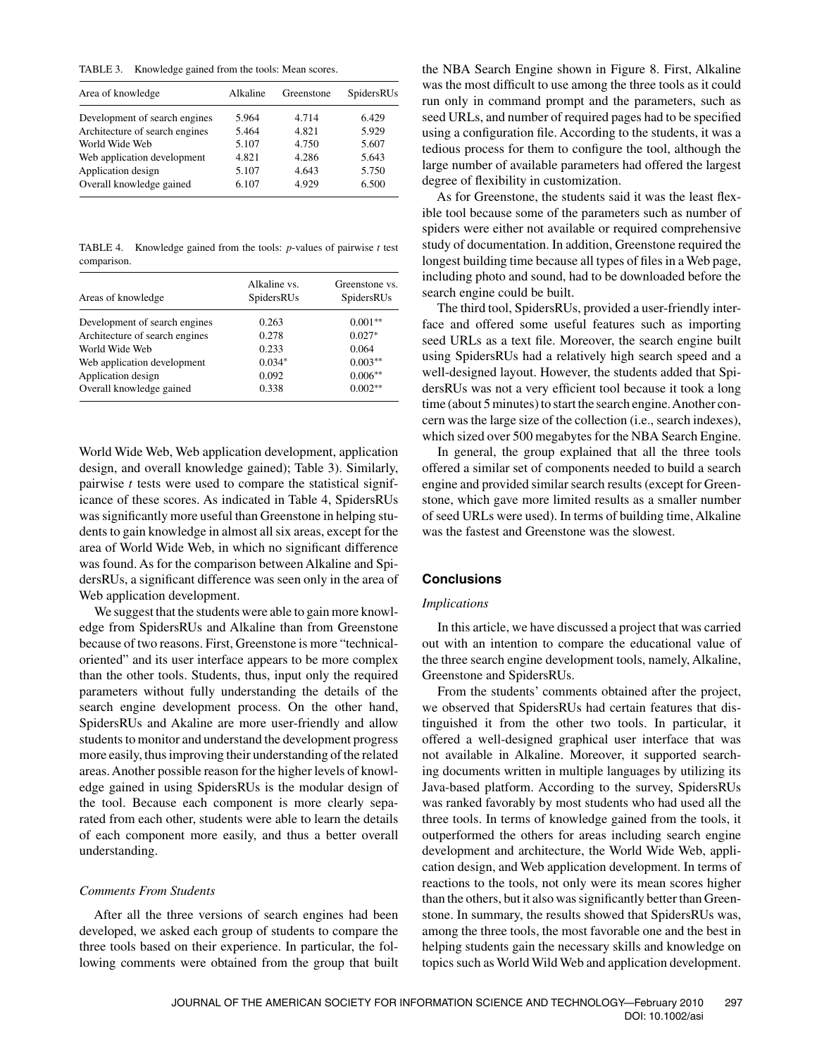TABLE 3. Knowledge gained from the tools: Mean scores.

| Area of knowledge | Alkaline | Greenstone | SpidersRUs |
|---|---|---|---|
| Development of search engines | 5.964 | 4.714 | 6.429 |
| Architecture of search engines | 5.464 | 4.821 | 5.929 |
| World Wide Web | 5.107 | 4.750 | 5.607 |
| Web application development | 4.821 | 4.286 | 5.643 |
| Application design | 5.107 | 4.643 | 5.750 |
| Overall knowledge gained | 6.107 | 4.929 | 6.500 |

TABLE 4. Knowledge gained from the tools: *p*-values of pairwise *t* test comparison.

| Areas of knowledge | Alkaline vs. SpidersRUs | Greenstone vs. SpidersRUs |
|---|---|---|
| Development of search engines | 0.263 | 0.001** |
| Architecture of search engines | 0.278 | 0.027* |
| World Wide Web | 0.233 | 0.064 |
| Web application development | 0.034* | 0.003** |
| Application design | 0.092 | 0.006** |
| Overall knowledge gained | 0.338 | 0.002** |

World Wide Web, Web application development, application design, and overall knowledge gained); Table 3). Similarly, pairwise *t* tests were used to compare the statistical significance of these scores. As indicated in Table 4, SpidersRUs was significantly more useful than Greenstone in helping students to gain knowledge in almost all six areas, except for the area of World Wide Web, in which no significant difference was found. As for the comparison between Alkaline and SpidersRUs, a significant difference was seen only in the area of Web application development.

We suggest that the students were able to gain more knowledge from SpidersRUs and Alkaline than from Greenstone because of two reasons. First, Greenstone is more "technical-oriented" and its user interface appears to be more complex than the other tools. Students, thus, input only the required parameters without fully understanding the details of the search engine development process. On the other hand, SpidersRUs and Akaline are more user-friendly and allow students to monitor and understand the development progress more easily, thus improving their understanding of the related areas. Another possible reason for the higher levels of knowledge gained in using SpidersRUs is the modular design of the tool. Because each component is more clearly separated from each other, students were able to learn the details of each component more easily, and thus a better overall understanding.

*Comments From Students*

After all the three versions of search engines had been developed, we asked each group of students to compare the three tools based on their experience. In particular, the following comments were obtained from the group that built the NBA Search Engine shown in Figure 8. First, Alkaline was the most difficult to use among the three tools as it could run only in command prompt and the parameters, such as seed URLs, and number of required pages had to be specified using a configuration file. According to the students, it was a tedious process for them to configure the tool, although the large number of available parameters had offered the largest degree of flexibility in customization.

As for Greenstone, the students said it was the least flexible tool because some of the parameters such as number of spiders were either not available or required comprehensive study of documentation. In addition, Greenstone required the longest building time because all types of files in a Web page, including photo and sound, had to be downloaded before the search engine could be built.

The third tool, SpidersRUs, provided a user-friendly interface and offered some useful features such as importing seed URLs as a text file. Moreover, the search engine built using SpidersRUs had a relatively high search speed and a well-designed layout. However, the students added that SpidersRUs was not a very efficient tool because it took a long time (about 5 minutes) to start the search engine. Another concern was the large size of the collection (i.e., search indexes), which sized over 500 megabytes for the NBA Search Engine.

In general, the group explained that all the three tools offered a similar set of components needed to build a search engine and provided similar search results (except for Greenstone, which gave more limited results as a smaller number of seed URLs were used). In terms of building time, Alkaline was the fastest and Greenstone was the slowest.

## Conclusions

*Implications*

In this article, we have discussed a project that was carried out with an intention to compare the educational value of the three search engine development tools, namely, Alkaline, Greenstone and SpidersRUs.

From the students' comments obtained after the project, we observed that SpidersRUs had certain features that distinguished it from the other two tools. In particular, it offered a well-designed graphical user interface that was not available in Alkaline. Moreover, it supported searching documents written in multiple languages by utilizing its Java-based platform. According to the survey, SpidersRUs was ranked favorably by most students who had used all the three tools. In terms of knowledge gained from the tools, it outperformed the others for areas including search engine development and architecture, the World Wide Web, application design, and Web application development. In terms of reactions to the tools, not only were its mean scores higher than the others, but it also was significantly better than Greenstone. In summary, the results showed that SpidersRUs was, among the three tools, the most favorable one and the best in helping students gain the necessary skills and knowledge on topics such as World Wild Web and application development.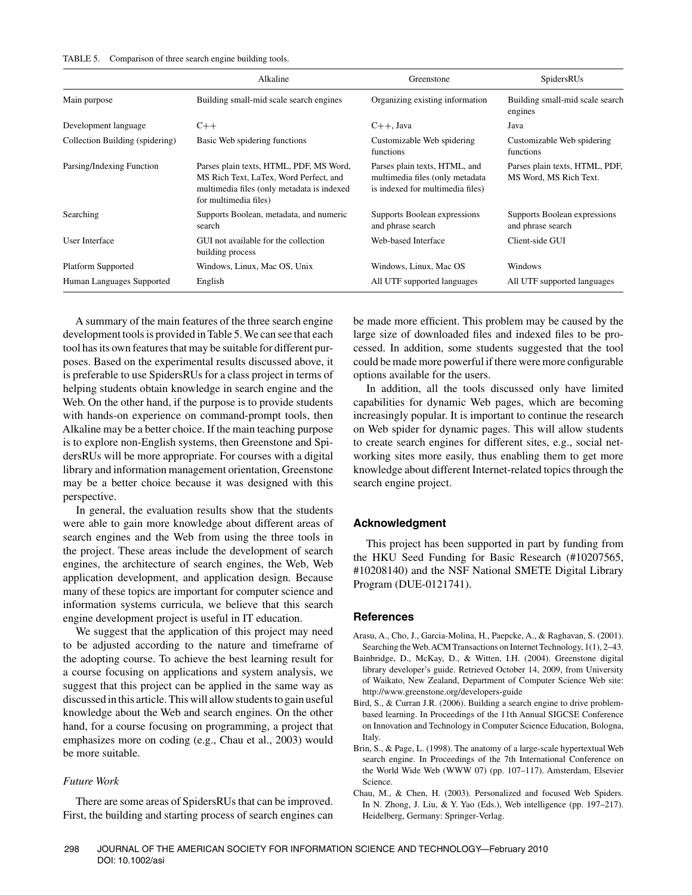TABLE 5. Comparison of three search engine building tools.

| | Alkaline | Greenstone | SpidersRUs |
|---|---|---|---|
| Main purpose | Building small-mid scale search engines | Organizing existing information | Building small-mid scale search engines |
| Development language | C++ | C++, Java | Java |
| Collection Building (spidering) | Basic Web spidering functions | Customizable Web spidering functions | Customizable Web spidering functions |
| Parsing/Indexing Function | Parses plain texts, HTML, PDF, MS Word, MS Rich Text, LaTex, Word Perfect, and multimedia files (only metadata is indexed for multimedia files) | Parses plain texts, HTML, and multimedia files (only metadata is indexed for multimedia files) | Parses plain texts, HTML, PDF, MS Word, MS Rich Text. |
| Searching | Supports Boolean, metadata, and numeric search | Supports Boolean expressions and phrase search | Supports Boolean expressions and phrase search |
| User Interface | GUI not available for the collection building process | Web-based Interface | Client-side GUI |
| Platform Supported | Windows, Linux, Mac OS, Unix | Windows, Linux, Mac OS | Windows |
| Human Languages Supported | English | All UTF supported languages | All UTF supported languages |

A summary of the main features of the three search engine development tools is provided in Table 5. We can see that each tool has its own features that may be suitable for different purposes. Based on the experimental results discussed above, it is preferable to use SpidersRUs for a class project in terms of helping students obtain knowledge in search engine and the Web. On the other hand, if the purpose is to provide students with hands-on experience on command-prompt tools, then Alkaline may be a better choice. If the main teaching purpose is to explore non-English systems, then Greenstone and SpidersRUs will be more appropriate. For courses with a digital library and information management orientation, Greenstone may be a better choice because it was designed with this perspective.

In general, the evaluation results show that the students were able to gain more knowledge about different areas of search engines and the Web from using the three tools in the project. These areas include the development of search engines, the architecture of search engines, the Web, Web application development, and application design. Because many of these topics are important for computer science and information systems curricula, we believe that this search engine development project is useful in IT education.

We suggest that the application of this project may need to be adjusted according to the nature and timeframe of the adopting course. To achieve the best learning result for a course focusing on applications and system analysis, we suggest that this project can be applied in the same way as discussed in this article. This will allow students to gain useful knowledge about the Web and search engines. On the other hand, for a course focusing on programming, a project that emphasizes more on coding (e.g., Chau et al., 2003) would be more suitable.

### *Future Work*

There are some areas of SpidersRUs that can be improved. First, the building and starting process of search engines can be made more efficient. This problem may be caused by the large size of downloaded files and indexed files to be processed. In addition, some students suggested that the tool could be made more powerful if there were more configurable options available for the users.

In addition, all the tools discussed only have limited capabilities for dynamic Web pages, which are becoming increasingly popular. It is important to continue the research on Web spider for dynamic pages. This will allow students to create search engines for different sites, e.g., social networking sites more easily, thus enabling them to get more knowledge about different Internet-related topics through the search engine project.

## Acknowledgment

This project has been supported in part by funding from the HKU Seed Funding for Basic Research (#10207565, #10208140) and the NSF National SMETE Digital Library Program (DUE-0121741).

## References

Arasu, A., Cho, J., Garcia-Molina, H., Paepcke, A., & Raghavan, S. (2001). Searching the Web. ACM Transactions on Internet Technology, 1(1), 2–43.

Bainbridge, D., McKay, D., & Witten, I.H. (2004). Greenstone digital library developer's guide. Retrieved October 14, 2009, from University of Waikato, New Zealand, Department of Computer Science Web site: http://www.greenstone.org/developers-guide

Bird, S., & Curran J.R. (2006). Building a search engine to drive problem-based learning. In Proceedings of the 11th Annual SIGCSE Conference on Innovation and Technology in Computer Science Education, Bologna, Italy.

Brin, S., & Page, L. (1998). The anatomy of a large-scale hypertextual Web search engine. In Proceedings of the 7th International Conference on the World Wide Web (WWW 07) (pp. 107–117). Amsterdam, Elsevier Science.

Chau, M., & Chen, H. (2003). Personalized and focused Web Spiders. In N. Zhong, J. Liu, & Y. Yao (Eds.), Web intelligence (pp. 197–217). Heidelberg, Germany: Springer-Verlag.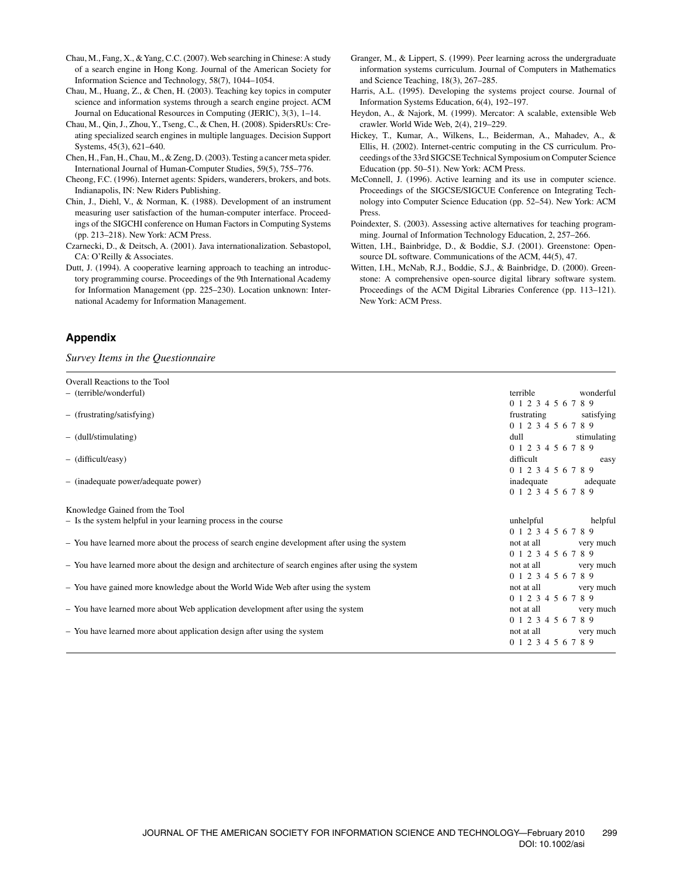Chau, M., Fang, X., & Yang, C.C. (2007). Web searching in Chinese: A study of a search engine in Hong Kong. Journal of the American Society for Information Science and Technology, 58(7), 1044–1054.

Chau, M., Huang, Z., & Chen, H. (2003). Teaching key topics in computer science and information systems through a search engine project. ACM Journal on Educational Resources in Computing (JERIC), 3(3), 1–14.

Chau, M., Qin, J., Zhou, Y., Tseng, C., & Chen, H. (2008). SpidersRUs: Creating specialized search engines in multiple languages. Decision Support Systems, 45(3), 621–640.

Chen, H., Fan, H., Chau, M., & Zeng, D. (2003). Testing a cancer meta spider. International Journal of Human-Computer Studies, 59(5), 755–776.

Cheong, F.C. (1996). Internet agents: Spiders, wanderers, brokers, and bots. Indianapolis, IN: New Riders Publishing.

Chin, J., Diehl, V., & Norman, K. (1988). Development of an instrument measuring user satisfaction of the human-computer interface. Proceedings of the SIGCHI conference on Human Factors in Computing Systems (pp. 213–218). New York: ACM Press.

Czarnecki, D., & Deitsch, A. (2001). Java internationalization. Sebastopol, CA: O'Reilly & Associates.

Dutt, J. (1994). A cooperative learning approach to teaching an introductory programming course. Proceedings of the 9th International Academy for Information Management (pp. 225–230). Location unknown: International Academy for Information Management.

Granger, M., & Lippert, S. (1999). Peer learning across the undergraduate information systems curriculum. Journal of Computers in Mathematics and Science Teaching, 18(3), 267–285.

Harris, A.L. (1995). Developing the systems project course. Journal of Information Systems Education, 6(4), 192–197.

Heydon, A., & Najork, M. (1999). Mercator: A scalable, extensible Web crawler. World Wide Web, 2(4), 219–229.

Hickey, T., Kumar, A., Wilkens, L., Beiderman, A., Mahadev, A., & Ellis, H. (2002). Internet-centric computing in the CS curriculum. Proceedings of the 33rd SIGCSE Technical Symposium on Computer Science Education (pp. 50–51). New York: ACM Press.

McConnell, J. (1996). Active learning and its use in computer science. Proceedings of the SIGCSE/SIGCUE Conference on Integrating Technology into Computer Science Education (pp. 52–54). New York: ACM Press.

Poindexter, S. (2003). Assessing active alternatives for teaching programming. Journal of Information Technology Education, 2, 257–266.

Witten, I.H., Bainbridge, D., & Boddie, S.J. (2001). Greenstone: Open-source DL software. Communications of the ACM, 44(5), 47.

Witten, I.H., McNab, R.J., Boddie, S.J., & Bainbridge, D. (2000). Greenstone: A comprehensive open-source digital library software system. Proceedings of the ACM Digital Libraries Conference (pp. 113–121). New York: ACM Press.

## Appendix

*Survey Items in the Questionnaire*

| | |
|---|---|
| Overall Reactions to the Tool | |
| – (terrible/wonderful) | terrible — wonderful<br>0 1 2 3 4 5 6 7 8 9 |
| – (frustrating/satisfying) | frustrating — satisfying<br>0 1 2 3 4 5 6 7 8 9 |
| – (dull/stimulating) | dull — stimulating<br>0 1 2 3 4 5 6 7 8 9 |
| – (difficult/easy) | difficult — easy<br>0 1 2 3 4 5 6 7 8 9 |
| – (inadequate power/adequate power) | inadequate — adequate<br>0 1 2 3 4 5 6 7 8 9 |
| Knowledge Gained from the Tool | |
| – Is the system helpful in your learning process in the course | unhelpful — helpful<br>0 1 2 3 4 5 6 7 8 9 |
| – You have learned more about the process of search engine development after using the system | not at all — very much<br>0 1 2 3 4 5 6 7 8 9 |
| – You have learned more about the design and architecture of search engines after using the system | not at all — very much<br>0 1 2 3 4 5 6 7 8 9 |
| – You have gained more knowledge about the World Wide Web after using the system | not at all — very much<br>0 1 2 3 4 5 6 7 8 9 |
| – You have learned more about Web application development after using the system | not at all — very much<br>0 1 2 3 4 5 6 7 8 9 |
| – You have learned more about application design after using the system | not at all — very much<br>0 1 2 3 4 5 6 7 8 9 |